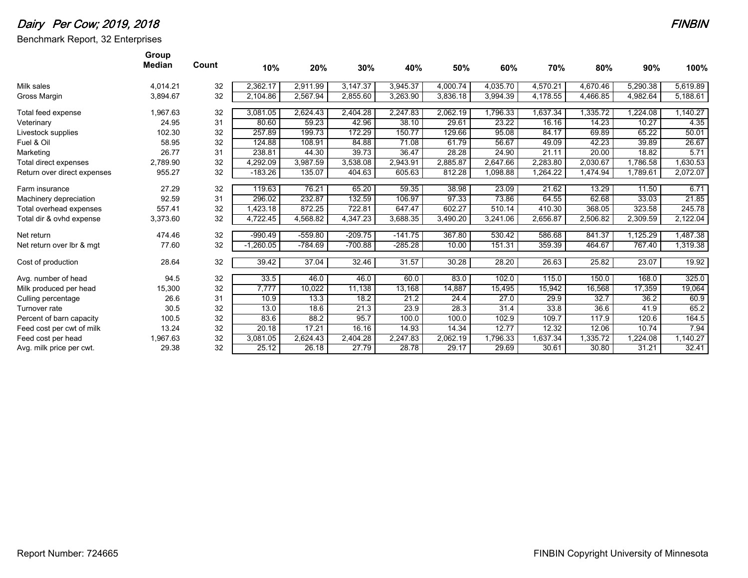# *Dairy Per Cow; 2019, 2018*

***FINBIN***

Benchmark Report, 32 Enterprises

| | Group Median | Count | 10% | 20% | 30% | 40% | 50% | 60% | 70% | 80% | 90% | 100% |
|---|---|---|---|---|---|---|---|---|---|---|---|---|
| Milk sales | 4,014.21 | 32 | 2,362.17 | 2,911.99 | 3,147.37 | 3,945.37 | 4,000.74 | 4,035.70 | 4,570.21 | 4,670.46 | 5,290.38 | 5,619.89 |
| Gross Margin | 3,894.67 | 32 | 2,104.86 | 2,567.94 | 2,855.60 | 3,263.90 | 3,836.18 | 3,994.39 | 4,178.55 | 4,466.85 | 4,982.64 | 5,188.61 |
| Total feed expense | 1,967.63 | 32 | 3,081.05 | 2,624.43 | 2,404.28 | 2,247.83 | 2,062.19 | 1,796.33 | 1,637.34 | 1,335.72 | 1,224.08 | 1,140.27 |
| Veterinary | 24.95 | 31 | 80.60 | 59.23 | 42.96 | 38.10 | 29.61 | 23.22 | 16.16 | 14.23 | 10.27 | 4.35 |
| Livestock supplies | 102.30 | 32 | 257.89 | 199.73 | 172.29 | 150.77 | 129.66 | 95.08 | 84.17 | 69.89 | 65.22 | 50.01 |
| Fuel & Oil | 58.95 | 32 | 124.88 | 108.91 | 84.88 | 71.08 | 61.79 | 56.67 | 49.09 | 42.23 | 39.89 | 26.67 |
| Marketing | 26.77 | 31 | 238.81 | 44.30 | 39.73 | 36.47 | 28.28 | 24.90 | 21.11 | 20.00 | 18.82 | 5.71 |
| Total direct expenses | 2,789.90 | 32 | 4,292.09 | 3,987.59 | 3,538.08 | 2,943.91 | 2,885.87 | 2,647.66 | 2,283.80 | 2,030.67 | 1,786.58 | 1,630.53 |
| Return over direct expenses | 955.27 | 32 | -183.26 | 135.07 | 404.63 | 605.63 | 812.28 | 1,098.88 | 1,264.22 | 1,474.94 | 1,789.61 | 2,072.07 |
| Farm insurance | 27.29 | 32 | 119.63 | 76.21 | 65.20 | 59.35 | 38.98 | 23.09 | 21.62 | 13.29 | 11.50 | 6.71 |
| Machinery depreciation | 92.59 | 31 | 296.02 | 232.87 | 132.59 | 106.97 | 97.33 | 73.86 | 64.55 | 62.68 | 33.03 | 21.85 |
| Total overhead expenses | 557.41 | 32 | 1,423.18 | 872.25 | 722.81 | 647.47 | 602.27 | 510.14 | 410.30 | 368.05 | 323.58 | 245.78 |
| Total dir & ovhd expense | 3,373.60 | 32 | 4,722.45 | 4,568.82 | 4,347.23 | 3,688.35 | 3,490.20 | 3,241.06 | 2,656.87 | 2,506.82 | 2,309.59 | 2,122.04 |
| Net return | 474.46 | 32 | -990.49 | -559.80 | -209.75 | -141.75 | 367.80 | 530.42 | 586.68 | 841.37 | 1,125.29 | 1,487.38 |
| Net return over lbr & mgt | 77.60 | 32 | -1,260.05 | -784.69 | -700.88 | -285.28 | 10.00 | 151.31 | 359.39 | 464.67 | 767.40 | 1,319.38 |
| Cost of production | 28.64 | 32 | 39.42 | 37.04 | 32.46 | 31.57 | 30.28 | 28.20 | 26.63 | 25.82 | 23.07 | 19.92 |
| Avg. number of head | 94.5 | 32 | 33.5 | 46.0 | 46.0 | 60.0 | 83.0 | 102.0 | 115.0 | 150.0 | 168.0 | 325.0 |
| Milk produced per head | 15,300 | 32 | 7,777 | 10,022 | 11,138 | 13,168 | 14,887 | 15,495 | 15,942 | 16,568 | 17,359 | 19,064 |
| Culling percentage | 26.6 | 31 | 10.9 | 13.3 | 18.2 | 21.2 | 24.4 | 27.0 | 29.9 | 32.7 | 36.2 | 60.9 |
| Turnover rate | 30.5 | 32 | 13.0 | 18.6 | 21.3 | 23.9 | 28.3 | 31.4 | 33.8 | 36.6 | 41.9 | 65.2 |
| Percent of barn capacity | 100.5 | 32 | 83.6 | 88.2 | 95.7 | 100.0 | 100.0 | 102.9 | 109.7 | 117.9 | 120.6 | 164.5 |
| Feed cost per cwt of milk | 13.24 | 32 | 20.18 | 17.21 | 16.16 | 14.93 | 14.34 | 12.77 | 12.32 | 12.06 | 10.74 | 7.94 |
| Feed cost per head | 1,967.63 | 32 | 3,081.05 | 2,624.43 | 2,404.28 | 2,247.83 | 2,062.19 | 1,796.33 | 1,637.34 | 1,335.72 | 1,224.08 | 1,140.27 |
| Avg. milk price per cwt. | 29.38 | 32 | 25.12 | 26.18 | 27.79 | 28.78 | 29.17 | 29.69 | 30.61 | 30.80 | 31.21 | 32.41 |

Report Number: 724665

FINBIN Copyright University of Minnesota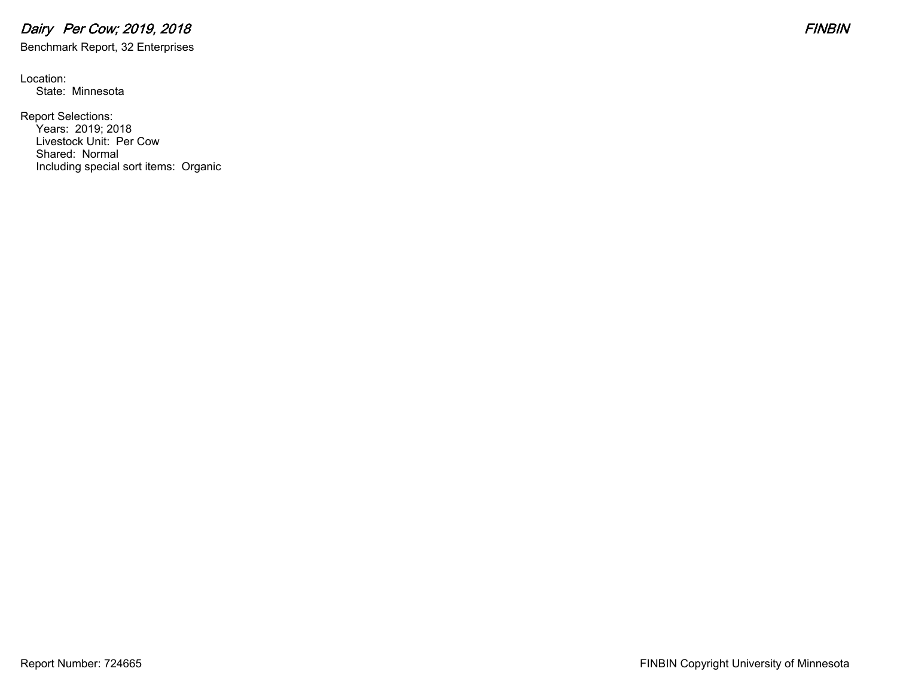*Dairy Per Cow; 2019, 2018* *FINBIN*

Benchmark Report, 32 Enterprises

Location:
State: Minnesota

Report Selections:
Years: 2019; 2018
Livestock Unit: Per Cow
Shared: Normal
Including special sort items: Organic

Report Number: 724665

FINBIN Copyright University of Minnesota